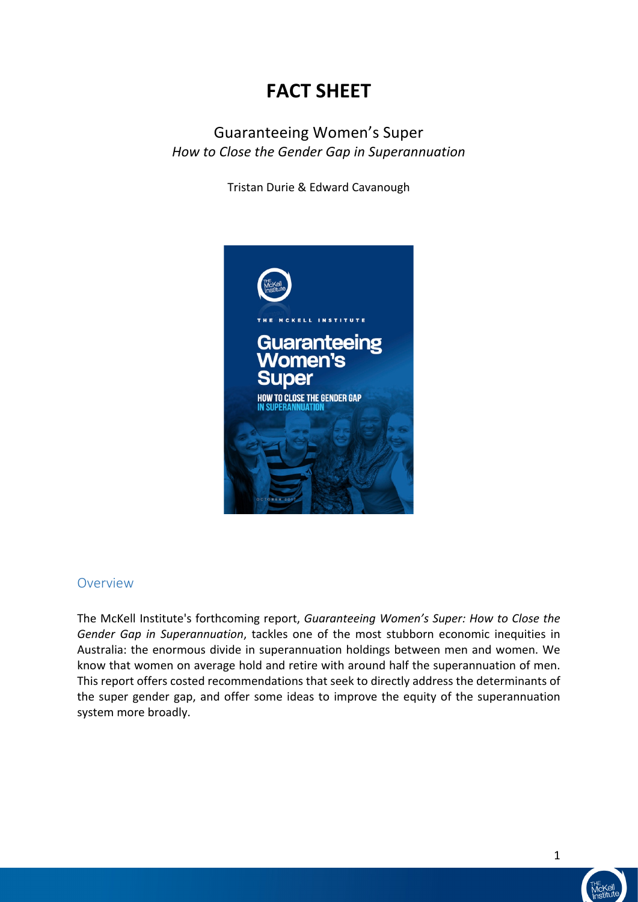# FACT SHEET

Guaranteeing Women's Super

*How to Close the Gender Gap in Superannuation*

Tristan Durie & Edward Cavanough

## Overview

The McKell Institute's forthcoming report, *Guaranteeing Women's Super: How to Close the Gender Gap in Superannuation*, tackles one of the most stubborn economic inequities in Australia: the enormous divide in superannuation holdings between men and women. We know that women on average hold and retire with around half the superannuation of men. This report offers costed recommendations that seek to directly address the determinants of the super gender gap, and offer some ideas to improve the equity of the superannuation system more broadly.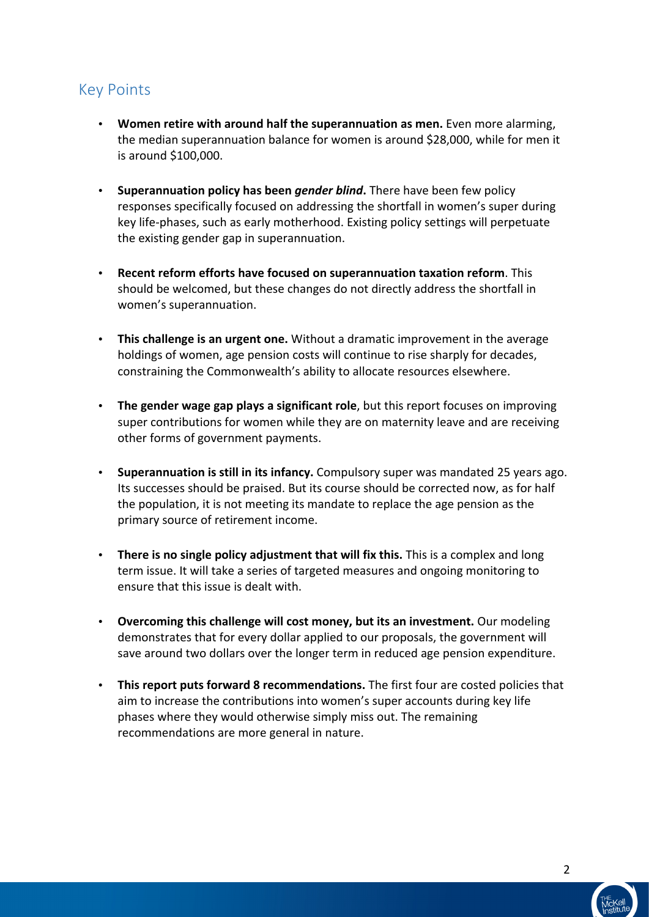## Key Points

- **Women retire with around half the superannuation as men.** Even more alarming, the median superannuation balance for women is around $28,000, while for men it is around $100,000.

- **Superannuation policy has been *gender blind*.** There have been few policy responses specifically focused on addressing the shortfall in women's super during key life-phases, such as early motherhood. Existing policy settings will perpetuate the existing gender gap in superannuation.

- **Recent reform efforts have focused on superannuation taxation reform**. This should be welcomed, but these changes do not directly address the shortfall in women's superannuation.

- **This challenge is an urgent one.** Without a dramatic improvement in the average holdings of women, age pension costs will continue to rise sharply for decades, constraining the Commonwealth's ability to allocate resources elsewhere.

- **The gender wage gap plays a significant role**, but this report focuses on improving super contributions for women while they are on maternity leave and are receiving other forms of government payments.

- **Superannuation is still in its infancy.** Compulsory super was mandated 25 years ago. Its successes should be praised. But its course should be corrected now, as for half the population, it is not meeting its mandate to replace the age pension as the primary source of retirement income.

- **There is no single policy adjustment that will fix this.** This is a complex and long term issue. It will take a series of targeted measures and ongoing monitoring to ensure that this issue is dealt with.

- **Overcoming this challenge will cost money, but its an investment.** Our modeling demonstrates that for every dollar applied to our proposals, the government will save around two dollars over the longer term in reduced age pension expenditure.

- **This report puts forward 8 recommendations.** The first four are costed policies that aim to increase the contributions into women's super accounts during key life phases where they would otherwise simply miss out. The remaining recommendations are more general in nature.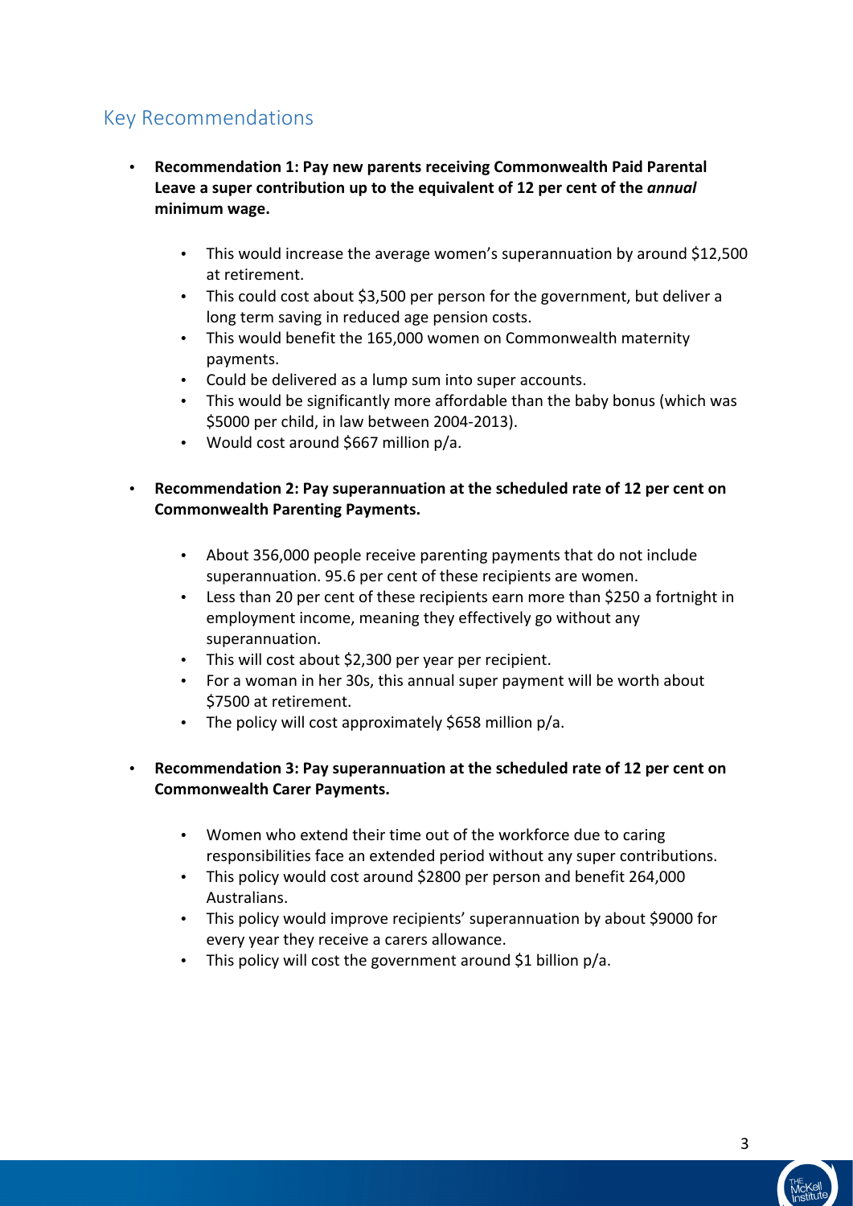## Key Recommendations

- **Recommendation 1: Pay new parents receiving Commonwealth Paid Parental Leave a super contribution up to the equivalent of 12 per cent of the *annual* minimum wage.**
  - This would increase the average women's superannuation by around $12,500 at retirement.
  - This could cost about $3,500 per person for the government, but deliver a long term saving in reduced age pension costs.
  - This would benefit the 165,000 women on Commonwealth maternity payments.
  - Could be delivered as a lump sum into super accounts.
  - This would be significantly more affordable than the baby bonus (which was $5000 per child, in law between 2004-2013).
  - Would cost around $667 million p/a.

- **Recommendation 2: Pay superannuation at the scheduled rate of 12 per cent on Commonwealth Parenting Payments.**
  - About 356,000 people receive parenting payments that do not include superannuation. 95.6 per cent of these recipients are women.
  - Less than 20 per cent of these recipients earn more than $250 a fortnight in employment income, meaning they effectively go without any superannuation.
  - This will cost about $2,300 per year per recipient.
  - For a woman in her 30s, this annual super payment will be worth about $7500 at retirement.
  - The policy will cost approximately $658 million p/a.

- **Recommendation 3: Pay superannuation at the scheduled rate of 12 per cent on Commonwealth Carer Payments.**
  - Women who extend their time out of the workforce due to caring responsibilities face an extended period without any super contributions.
  - This policy would cost around $2800 per person and benefit 264,000 Australians.
  - This policy would improve recipients' superannuation by about $9000 for every year they receive a carers allowance.
  - This policy will cost the government around $1 billion p/a.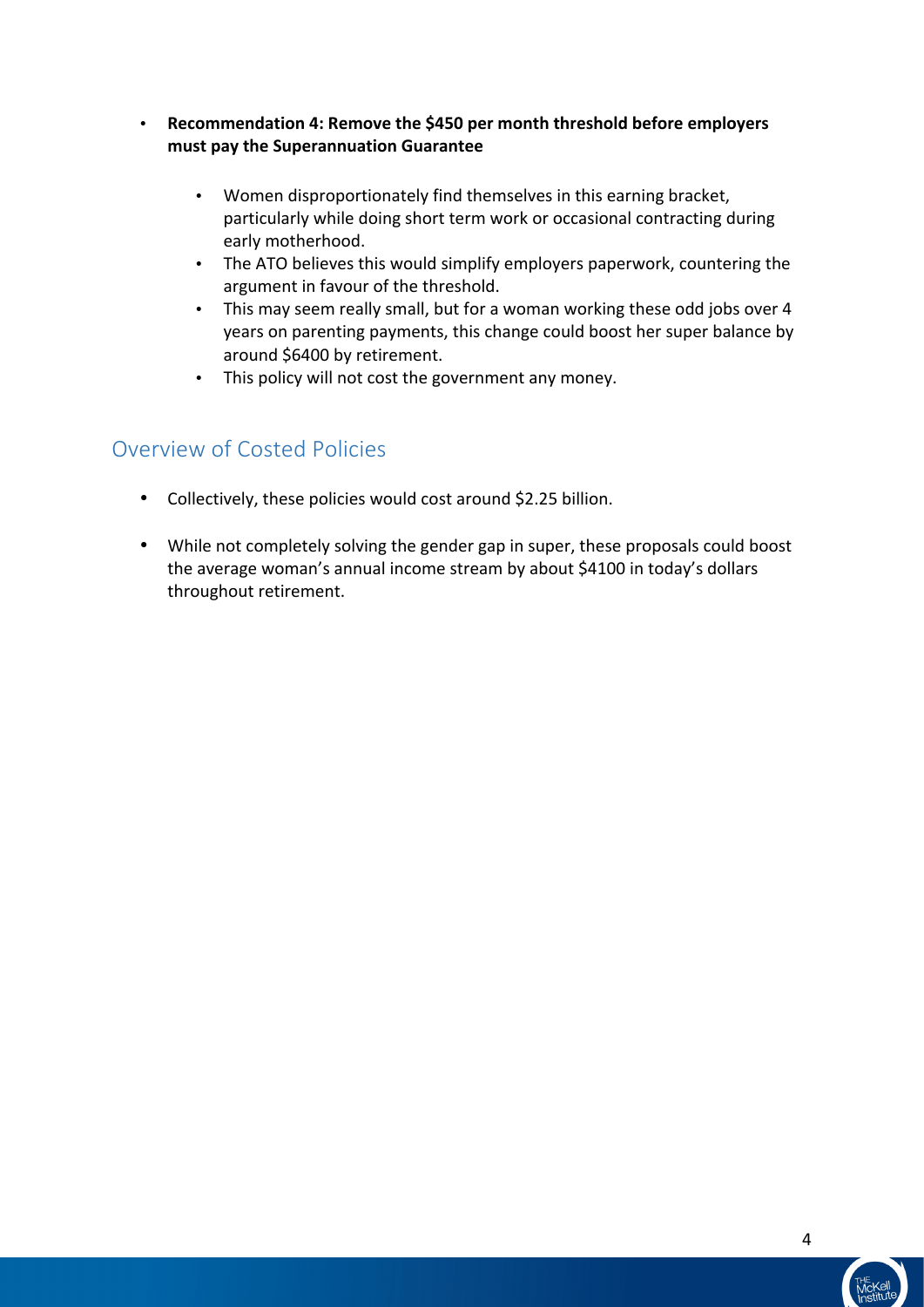- **Recommendation 4: Remove the $450 per month threshold before employers must pay the Superannuation Guarantee**

    - Women disproportionately find themselves in this earning bracket, particularly while doing short term work or occasional contracting during early motherhood.
    - The ATO believes this would simplify employers paperwork, countering the argument in favour of the threshold.
    - This may seem really small, but for a woman working these odd jobs over 4 years on parenting payments, this change could boost her super balance by around $6400 by retirement.
    - This policy will not cost the government any money.

## Overview of Costed Policies

- Collectively, these policies would cost around $2.25 billion.

- While not completely solving the gender gap in super, these proposals could boost the average woman's annual income stream by about $4100 in today's dollars throughout retirement.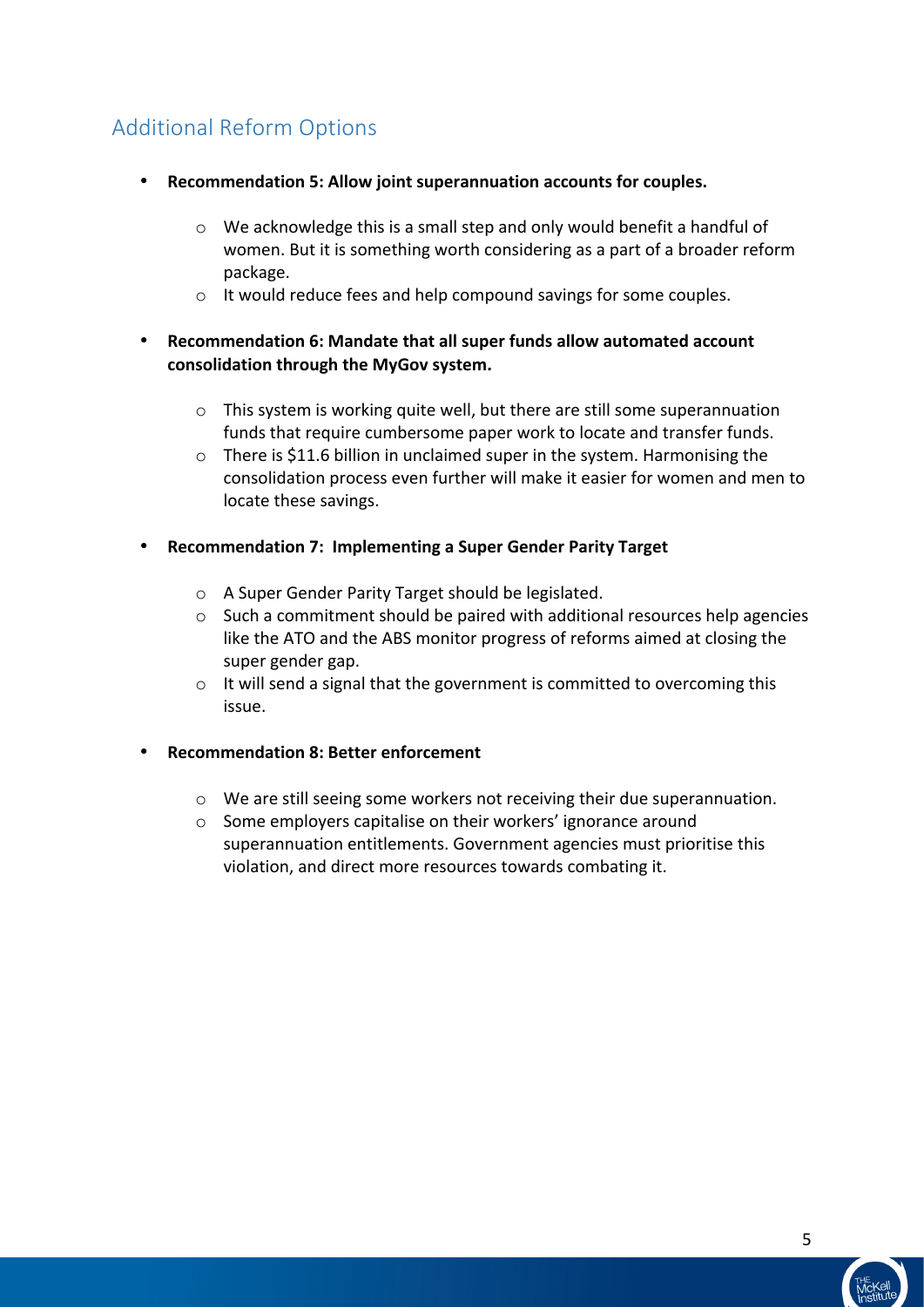## Additional Reform Options

- **Recommendation 5: Allow joint superannuation accounts for couples.**
  - We acknowledge this is a small step and only would benefit a handful of women. But it is something worth considering as a part of a broader reform package.
  - It would reduce fees and help compound savings for some couples.

- **Recommendation 6: Mandate that all super funds allow automated account consolidation through the MyGov system.**
  - This system is working quite well, but there are still some superannuation funds that require cumbersome paper work to locate and transfer funds.
  - There is $11.6 billion in unclaimed super in the system. Harmonising the consolidation process even further will make it easier for women and men to locate these savings.

- **Recommendation 7: Implementing a Super Gender Parity Target**
  - A Super Gender Parity Target should be legislated.
  - Such a commitment should be paired with additional resources help agencies like the ATO and the ABS monitor progress of reforms aimed at closing the super gender gap.
  - It will send a signal that the government is committed to overcoming this issue.

- **Recommendation 8: Better enforcement**
  - We are still seeing some workers not receiving their due superannuation.
  - Some employers capitalise on their workers' ignorance around superannuation entitlements. Government agencies must prioritise this violation, and direct more resources towards combating it.